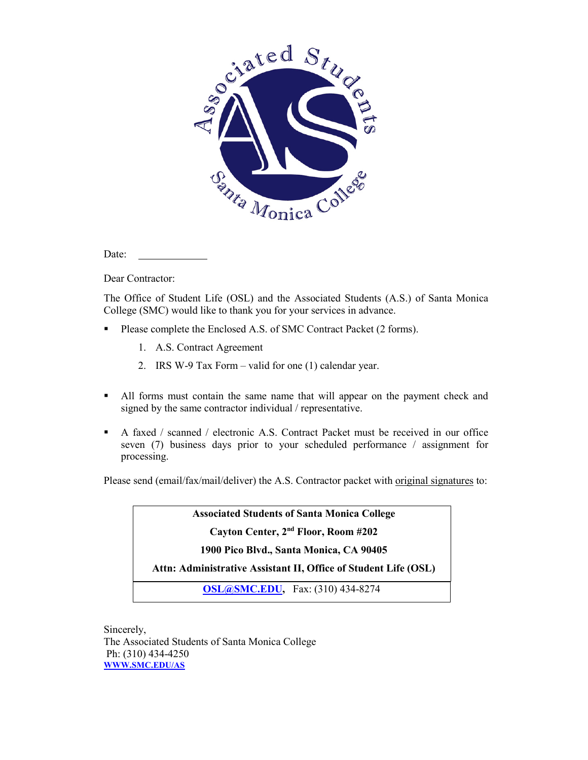Date: \_\_\_\_\_\_\_\_\_\_\_\_

Dear Contractor:

The Office of Student Life (OSL) and the Associated Students (A.S.) of Santa Monica College (SMC) would like to thank you for your services in advance.

- Please complete the Enclosed A.S. of SMC Contract Packet (2 forms).
  1. A.S. Contract Agreement
  2. IRS W-9 Tax Form – valid for one (1) calendar year.

- All forms must contain the same name that will appear on the payment check and signed by the same contractor individual / representative.

- A faxed / scanned / electronic A.S. Contract Packet must be received in our office seven (7) business days prior to your scheduled performance / assignment for processing.

Please send (email/fax/mail/deliver) the A.S. Contractor packet with <u>original signatures</u> to:

| **Associated Students of Santa Monica College** |
|---|
| **Cayton Center, 2nd Floor, Room #202** |
| **1900 Pico Blvd., Santa Monica, CA 90405** |
| **Attn: Administrative Assistant II, Office of Student Life (OSL)** |
| **OSL@SMC.EDU**, Fax: (310) 434-8274 |

Sincerely,
The Associated Students of Santa Monica College
Ph: (310) 434-4250
**WWW.SMC.EDU/AS**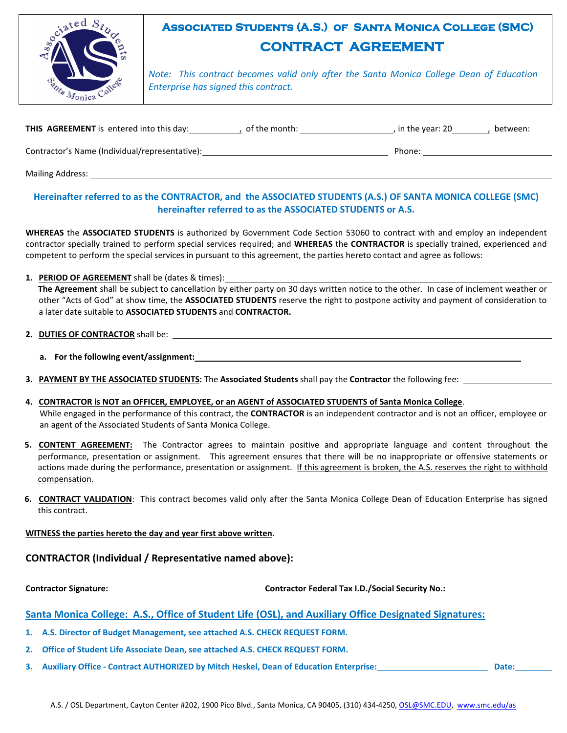# Associated Students (A.S.) of Santa Monica College (SMC)

## CONTRACT AGREEMENT

*Note: This contract becomes valid only after the Santa Monica College Dean of Education Enterprise has signed this contract.*

**THIS AGREEMENT** is entered into this day:__________, of the month: ____________________, in the year: 20________, between:

Contractor's Name (Individual/representative):________________________________________ Phone: ____________________

Mailing Address: ____________________________________________________________________________________

**Hereinafter referred to as the CONTRACTOR, and the ASSOCIATED STUDENTS (A.S.) OF SANTA MONICA COLLEGE (SMC) hereinafter referred to as the ASSOCIATED STUDENTS or A.S.**

**WHEREAS** the **ASSOCIATED STUDENTS** is authorized by Government Code Section 53060 to contract with and employ an independent contractor specially trained to perform special services required; and **WHEREAS** the **CONTRACTOR** is specially trained, experienced and competent to perform the special services in pursuant to this agreement, the parties hereto contact and agree as follows:

1. **PERIOD OF AGREEMENT** shall be (dates & times):________________________________________________
   **The Agreement** shall be subject to cancellation by either party on 30 days written notice to the other. In case of inclement weather or other "Acts of God" at show time, the **ASSOCIATED STUDENTS** reserve the right to postpone activity and payment of consideration to a later date suitable to **ASSOCIATED STUDENTS** and **CONTRACTOR.**

2. **DUTIES OF CONTRACTOR** shall be: ________________________________________________________________
   a. **For the following event/assignment:**________________________________________________________

3. **PAYMENT BY THE ASSOCIATED STUDENTS:** The **Associated Students** shall pay the **Contractor** the following fee: ____________________

4. **CONTRACTOR is NOT an OFFICER, EMPLOYEE, or an AGENT of ASSOCIATED STUDENTS of Santa Monica College**.
   While engaged in the performance of this contract, the **CONTRACTOR** is an independent contractor and is not an officer, employee or an agent of the Associated Students of Santa Monica College.

5. **CONTENT AGREEMENT:** The Contractor agrees to maintain positive and appropriate language and content throughout the performance, presentation or assignment. This agreement ensures that there will be no inappropriate or offensive statements or actions made during the performance, presentation or assignment. If this agreement is broken, the A.S. reserves the right to withhold compensation.

6. **CONTRACT VALIDATION**: This contract becomes valid only after the Santa Monica College Dean of Education Enterprise has signed this contract.

**WITNESS the parties hereto the day and year first above written**.

### CONTRACTOR (Individual / Representative named above):

**Contractor Signature:**______________________________ **Contractor Federal Tax I.D./Social Security No.:**____________________

### Santa Monica College: A.S., Office of Student Life (OSL), and Auxiliary Office Designated Signatures:

1. **A.S. Director of Budget Management, see attached A.S. CHECK REQUEST FORM.**
2. **Office of Student Life Associate Dean, see attached A.S. CHECK REQUEST FORM.**
3. **Auxiliary Office - Contract AUTHORIZED by Mitch Heskel, Dean of Education Enterprise:**____________________ **Date:**________

A.S. / OSL Department, Cayton Center #202, 1900 Pico Blvd., Santa Monica, CA 90405, (310) 434-4250, OSL@SMC.EDU, www.smc.edu/as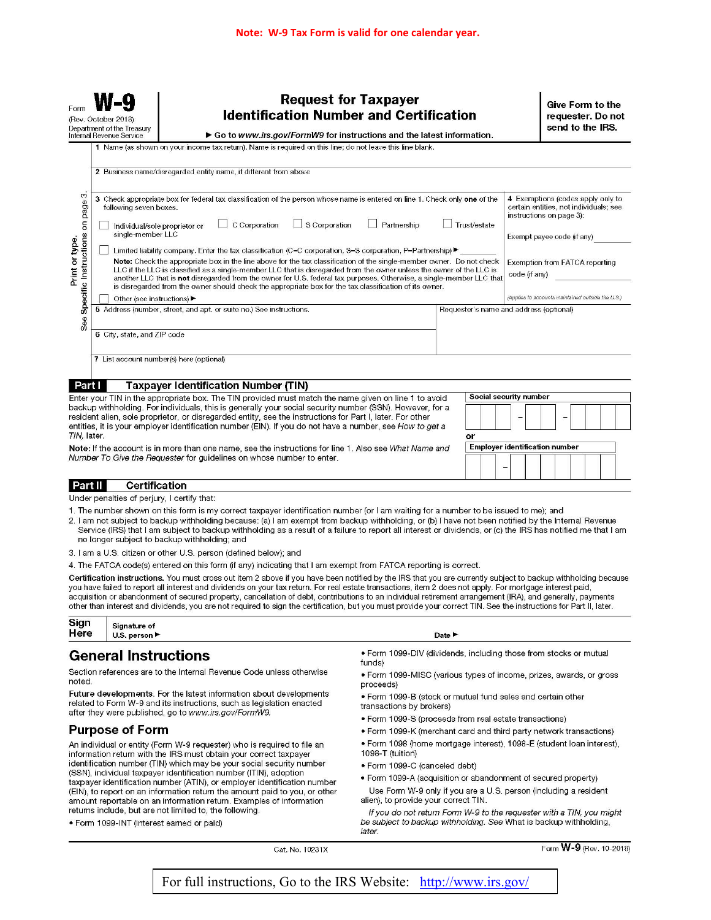**Note: W-9 Tax Form is valid for one calendar year.**

Form **W-9**
(Rev. October 2018)
Department of the Treasury
Internal Revenue Service

# Request for Taxpayer Identification Number and Certification

▶ Go to *www.irs.gov/FormW9* for instructions and the latest information.

**Give Form to the requester. Do not send to the IRS.**

Print or type.
See Specific Instructions on page 3.

1 Name (as shown on your income tax return). Name is required on this line; do not leave this line blank.

2 Business name/disregarded entity name, if different from above

3 Check appropriate box for federal tax classification of the person whose name is entered on line 1. Check only **one** of the following seven boxes.

☐ Individual/sole proprietor or single-member LLC ☐ C Corporation ☐ S Corporation ☐ Partnership ☐ Trust/estate

☐ Limited liability company. Enter the tax classification (C=C corporation, S=S corporation, P=Partnership) ▶ ________

**Note:** Check the appropriate box in the line above for the tax classification of the single-member owner. Do not check LLC if the LLC is classified as a single-member LLC that is disregarded from the owner unless the owner of the LLC is another LLC that is **not** disregarded from the owner for U.S. federal tax purposes. Otherwise, a single-member LLC that is disregarded from the owner should check the appropriate box for the tax classification of its owner.

☐ Other (see instructions) ▶

4 Exemptions (codes apply only to certain entities, not individuals; see instructions on page 3):

Exempt payee code (if any) ________

Exemption from FATCA reporting code (if any) ________

*(Applies to accounts maintained outside the U.S.)*

5 Address (number, street, and apt. or suite no.) See instructions.

Requester's name and address (optional)

6 City, state, and ZIP code

7 List account number(s) here (optional)

## Part I Taxpayer Identification Number (TIN)

Enter your TIN in the appropriate box. The TIN provided must match the name given on line 1 to avoid backup withholding. For individuals, this is generally your social security number (SSN). However, for a resident alien, sole proprietor, or disregarded entity, see the instructions for Part I, later. For other entities, it is your employer identification number (EIN). If you do not have a number, see *How to get a TIN,* later.

**Note:** If the account is in more than one name, see the instructions for line 1. Also see *What Name and Number To Give the Requester* for guidelines on whose number to enter.

**Social security number**
☐☐☐ – ☐☐ – ☐☐☐☐

**or**

**Employer identification number**
☐☐ – ☐☐☐☐☐☐☐

## Part II Certification

Under penalties of perjury, I certify that:

1. The number shown on this form is my correct taxpayer identification number (or I am waiting for a number to be issued to me); and
2. I am not subject to backup withholding because: (a) I am exempt from backup withholding, or (b) I have not been notified by the Internal Revenue Service (IRS) that I am subject to backup withholding as a result of a failure to report all interest or dividends, or (c) the IRS has notified me that I am no longer subject to backup withholding; and
3. I am a U.S. citizen or other U.S. person (defined below); and
4. The FATCA code(s) entered on this form (if any) indicating that I am exempt from FATCA reporting is correct.

**Certification instructions.** You must cross out item 2 above if you have been notified by the IRS that you are currently subject to backup withholding because you have failed to report all interest and dividends on your tax return. For real estate transactions, item 2 does not apply. For mortgage interest paid, acquisition or abandonment of secured property, cancellation of debt, contributions to an individual retirement arrangement (IRA), and generally, payments other than interest and dividends, you are not required to sign the certification, but you must provide your correct TIN. See the instructions for Part II, later.

**Sign Here** **Signature of U.S. person** ▶ **Date** ▶

## General Instructions

Section references are to the Internal Revenue Code unless otherwise noted.

**Future developments**. For the latest information about developments related to Form W-9 and its instructions, such as legislation enacted after they were published, go to *www.irs.gov/FormW9.*

## Purpose of Form

An individual or entity (Form W-9 requester) who is required to file an information return with the IRS must obtain your correct taxpayer identification number (TIN) which may be your social security number (SSN), individual taxpayer identification number (ITIN), adoption taxpayer identification number (ATIN), or employer identification number (EIN), to report on an information return the amount paid to you, or other amount reportable on an information return. Examples of information returns include, but are not limited to, the following.

- Form 1099-INT (interest earned or paid)
- Form 1099-DIV (dividends, including those from stocks or mutual funds)
- Form 1099-MISC (various types of income, prizes, awards, or gross proceeds)
- Form 1099-B (stock or mutual fund sales and certain other transactions by brokers)
- Form 1099-S (proceeds from real estate transactions)
- Form 1099-K (merchant card and third party network transactions)
- Form 1098 (home mortgage interest), 1098-E (student loan interest), 1098-T (tuition)
- Form 1099-C (canceled debt)
- Form 1099-A (acquisition or abandonment of secured property)

Use Form W-9 only if you are a U.S. person (including a resident alien), to provide your correct TIN.

*If you do not return Form W-9 to the requester with a TIN, you might be subject to backup withholding. See* What is backup withholding, *later.*

Cat. No. 10231X Form **W-9** (Rev. 10-2018)

For full instructions, Go to the IRS Website: [http://www.irs.gov/](http://www.irs.gov/)